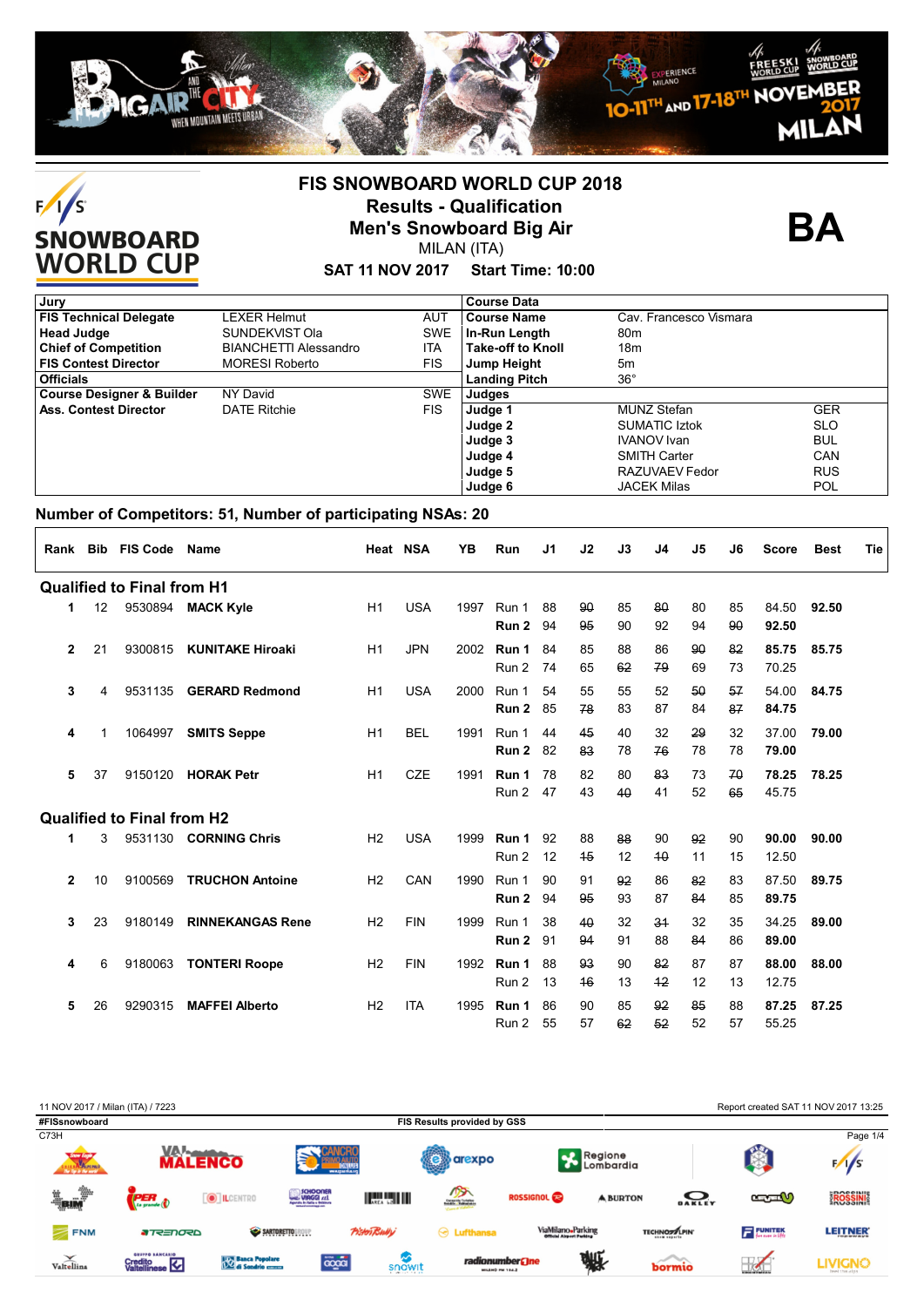# FIS SNOWBOARD WORLD CUP 2018

## Results - Qualification

## Men's Snowboard Big Air

MILAN (ITA)

**SAT 11 NOV 2017 Start Time: 10:00**

**BA**

| Jury | | | Course Data | | |
|---|---|---|---|---|---|
| **FIS Technical Delegate** | LEXER Helmut | AUT | **Course Name** | Cav. Francesco Vismara | |
| **Head Judge** | SUNDEKVIST Ola | SWE | **In-Run Length** | 80m | |
| **Chief of Competition** | BIANCHETTI Alessandro | ITA | **Take-off to Knoll** | 18m | |
| **FIS Contest Director** | MORESI Roberto | FIS | **Jump Height** | 5m | |
| **Officials** | | | **Landing Pitch** | 36° | |
| **Course Designer & Builder** | NY David | SWE | **Judges** | | |
| **Ass. Contest Director** | DATE Ritchie | FIS | **Judge 1** | MUNZ Stefan | GER |
| | | | **Judge 2** | SUMATIC Iztok | SLO |
| | | | **Judge 3** | IVANOV Ivan | BUL |
| | | | **Judge 4** | SMITH Carter | CAN |
| | | | **Judge 5** | RAZUVAEV Fedor | RUS |
| | | | **Judge 6** | JACEK Milas | POL |

**Number of Competitors: 51, Number of participating NSAs: 20**

| Rank | Bib | FIS Code | Name | Heat | NSA | YB | Run | J1 | J2 | J3 | J4 | J5 | J6 | Score | Best | Tie |
|---|---|---|---|---|---|---|---|---|---|---|---|---|---|---|---|---|
| **Qualified to Final from H1** | | | | | | | | | | | | | | | | |
| 1 | 12 | 9530894 | **MACK Kyle** | H1 | USA | 1997 | Run 1 | 88 | ~~90~~ | 85 | ~~80~~ | 80 | 85 | 84.50 | **92.50** | |
| | | | | | | | **Run 2** | 94 | ~~95~~ | 90 | 92 | 94 | ~~90~~ | **92.50** | | |
| 2 | 21 | 9300815 | **KUNITAKE Hiroaki** | H1 | JPN | 2002 | **Run 1** | 84 | 85 | 88 | 86 | ~~90~~ | ~~82~~ | **85.75** | **85.75** | |
| | | | | | | | Run 2 | 74 | 65 | ~~62~~ | ~~79~~ | 69 | 73 | 70.25 | | |
| 3 | 4 | 9531135 | **GERARD Redmond** | H1 | USA | 2000 | Run 1 | 54 | 55 | 55 | 52 | ~~50~~ | ~~57~~ | 54.00 | **84.75** | |
| | | | | | | | **Run 2** | 85 | ~~78~~ | 83 | 87 | 84 | ~~87~~ | **84.75** | | |
| 4 | 1 | 1064997 | **SMITS Seppe** | H1 | BEL | 1991 | Run 1 | 44 | ~~45~~ | 40 | 32 | ~~29~~ | 32 | 37.00 | **79.00** | |
| | | | | | | | **Run 2** | 82 | ~~83~~ | 78 | ~~76~~ | 78 | 78 | **79.00** | | |
| 5 | 37 | 9150120 | **HORAK Petr** | H1 | CZE | 1991 | **Run 1** | 78 | 82 | 80 | ~~83~~ | 73 | ~~70~~ | **78.25** | **78.25** | |
| | | | | | | | Run 2 | 47 | 43 | ~~40~~ | 41 | 52 | ~~65~~ | 45.75 | | |
| **Qualified to Final from H2** | | | | | | | | | | | | | | | | |
| 1 | 3 | 9531130 | **CORNING Chris** | H2 | USA | 1999 | **Run 1** | 92 | 88 | ~~88~~ | 90 | ~~92~~ | 90 | **90.00** | **90.00** | |
| | | | | | | | Run 2 | 12 | ~~15~~ | 12 | ~~10~~ | 11 | 15 | 12.50 | | |
| 2 | 10 | 9100569 | **TRUCHON Antoine** | H2 | CAN | 1990 | Run 1 | 90 | 91 | ~~92~~ | 86 | ~~82~~ | 83 | 87.50 | **89.75** | |
| | | | | | | | **Run 2** | 94 | ~~95~~ | 93 | 87 | ~~84~~ | 85 | **89.75** | | |
| 3 | 23 | 9180149 | **RINNEKANGAS Rene** | H2 | FIN | 1999 | Run 1 | 38 | ~~40~~ | 32 | ~~31~~ | 32 | 35 | 34.25 | **89.00** | |
| | | | | | | | **Run 2** | 91 | ~~94~~ | 91 | 88 | ~~84~~ | 86 | **89.00** | | |
| 4 | 6 | 9180063 | **TONTERI Roope** | H2 | FIN | 1992 | **Run 1** | 88 | ~~93~~ | 90 | ~~82~~ | 87 | 87 | **88.00** | **88.00** | |
| | | | | | | | Run 2 | 13 | ~~16~~ | 13 | ~~12~~ | 12 | 13 | 12.75 | | |
| 5 | 26 | 9290315 | **MAFFEI Alberto** | H2 | ITA | 1995 | **Run 1** | 86 | 90 | 85 | ~~92~~ | ~~85~~ | 88 | **87.25** | **87.25** | |
| | | | | | | | Run 2 | 55 | 57 | ~~62~~ | ~~52~~ | 52 | 57 | 55.25 | | |

11 NOV 2017 / Milan (ITA) / 7223

Report created SAT 11 NOV 2017 13:25

#FISsnowboard

FIS Results provided by GSS

C73H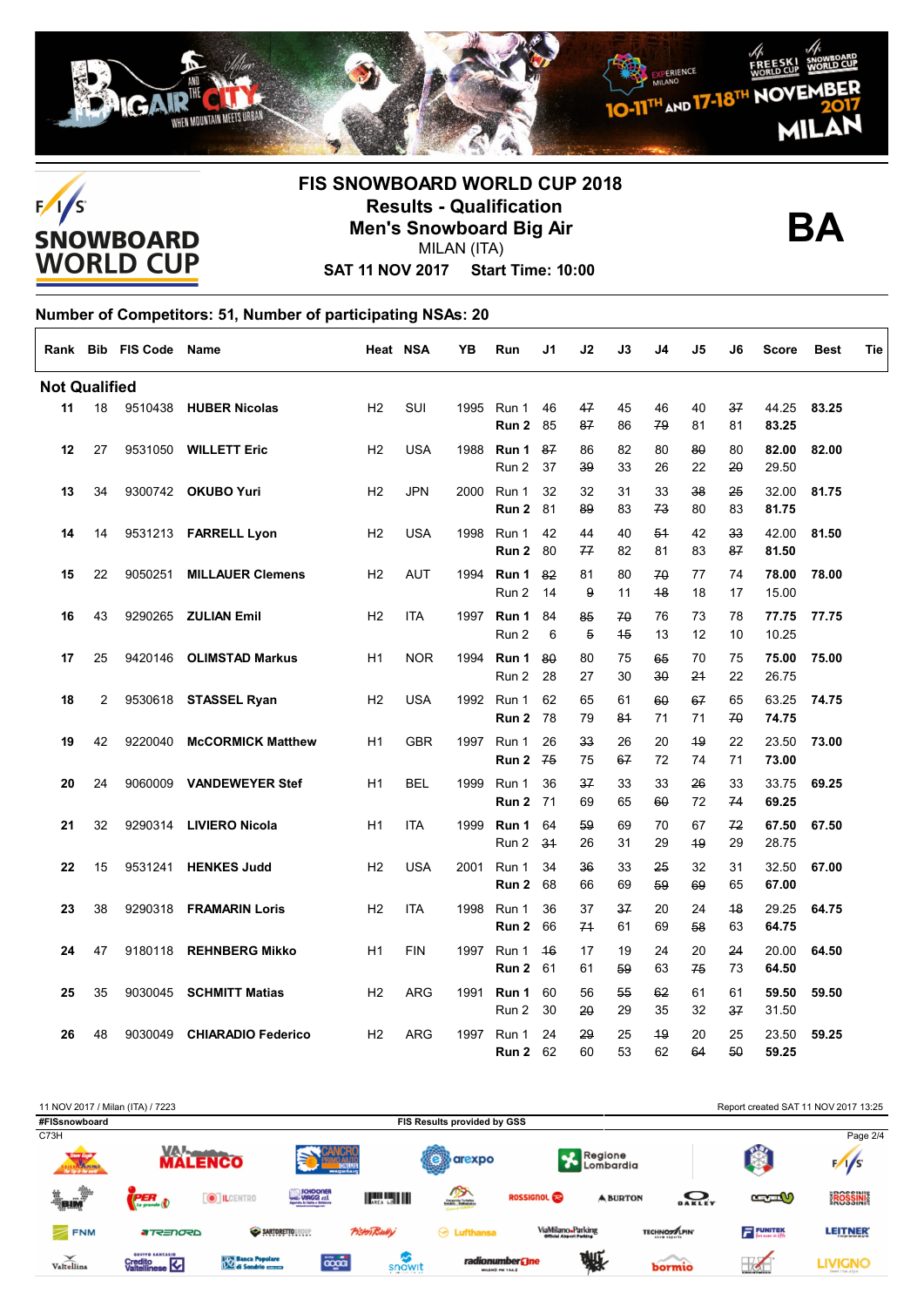# FIS SNOWBOARD WORLD CUP 2018

## Results - Qualification

## Men's Snowboard Big Air

MILAN (ITA)

**SAT 11 NOV 2017 Start Time: 10:00**

**BA**

### Number of Competitors: 51, Number of participating NSAs: 20

| Rank | Bib | FIS Code | Name | Heat | NSA | YB | Run | J1 | J2 | J3 | J4 | J5 | J6 | Score | Best | Tie |
|---|---|---|---|---|---|---|---|---|---|---|---|---|---|---|---|---|
| **Not Qualified** | | | | | | | | | | | | | | | | |
| **11** | 18 | 9510438 | **HUBER Nicolas** | H2 | SUI | 1995 | Run 1 | 46 | ~~47~~ | 45 | 46 | 40 | ~~37~~ | 44.25 | **83.25** | |
| | | | | | | | **Run 2** | 85 | ~~87~~ | 86 | ~~79~~ | 81 | 81 | **83.25** | | |
| **12** | 27 | 9531050 | **WILLETT Eric** | H2 | USA | 1988 | **Run 1** | ~~87~~ | 86 | 82 | 80 | ~~80~~ | 80 | **82.00** | **82.00** | |
| | | | | | | | Run 2 | 37 | ~~39~~ | 33 | 26 | 22 | ~~20~~ | 29.50 | | |
| **13** | 34 | 9300742 | **OKUBO Yuri** | H2 | JPN | 2000 | Run 1 | 32 | 32 | 31 | 33 | ~~38~~ | ~~25~~ | 32.00 | **81.75** | |
| | | | | | | | **Run 2** | 81 | ~~89~~ | 83 | ~~73~~ | 80 | 83 | **81.75** | | |
| **14** | 14 | 9531213 | **FARRELL Lyon** | H2 | USA | 1998 | Run 1 | 42 | 44 | 40 | ~~51~~ | 42 | ~~33~~ | 42.00 | **81.50** | |
| | | | | | | | **Run 2** | 80 | ~~77~~ | 82 | 81 | 83 | ~~87~~ | **81.50** | | |
| **15** | 22 | 9050251 | **MILLAUER Clemens** | H2 | AUT | 1994 | **Run 1** | ~~82~~ | 81 | 80 | ~~70~~ | 77 | 74 | **78.00** | **78.00** | |
| | | | | | | | Run 2 | 14 | ~~9~~ | 11 | ~~18~~ | 18 | 17 | 15.00 | | |
| **16** | 43 | 9290265 | **ZULIAN Emil** | H2 | ITA | 1997 | **Run 1** | 84 | ~~85~~ | ~~70~~ | 76 | 73 | 78 | **77.75** | **77.75** | |
| | | | | | | | Run 2 | 6 | ~~5~~ | ~~15~~ | 13 | 12 | 10 | 10.25 | | |
| **17** | 25 | 9420146 | **OLIMSTAD Markus** | H1 | NOR | 1994 | **Run 1** | ~~80~~ | 80 | 75 | ~~65~~ | 70 | 75 | **75.00** | **75.00** | |
| | | | | | | | Run 2 | 28 | 27 | 30 | ~~30~~ | ~~21~~ | 22 | 26.75 | | |
| **18** | 2 | 9530618 | **STASSEL Ryan** | H2 | USA | 1992 | Run 1 | 62 | 65 | 61 | ~~60~~ | ~~67~~ | 65 | 63.25 | **74.75** | |
| | | | | | | | **Run 2** | 78 | 79 | ~~81~~ | 71 | 71 | ~~70~~ | **74.75** | | |
| **19** | 42 | 9220040 | **McCORMICK Matthew** | H1 | GBR | 1997 | Run 1 | 26 | ~~33~~ | 26 | 20 | ~~19~~ | 22 | 23.50 | **73.00** | |
| | | | | | | | **Run 2** | ~~75~~ | 75 | ~~67~~ | 72 | 74 | 71 | **73.00** | | |
| **20** | 24 | 9060009 | **VANDEWEYER Stef** | H1 | BEL | 1999 | Run 1 | 36 | ~~37~~ | 33 | 33 | ~~26~~ | 33 | 33.75 | **69.25** | |
| | | | | | | | **Run 2** | 71 | 69 | 65 | ~~60~~ | 72 | ~~74~~ | **69.25** | | |
| **21** | 32 | 9290314 | **LIVIERO Nicola** | H1 | ITA | 1999 | **Run 1** | 64 | ~~59~~ | 69 | 70 | 67 | ~~72~~ | **67.50** | **67.50** | |
| | | | | | | | Run 2 | ~~31~~ | 26 | 31 | 29 | ~~19~~ | 29 | 28.75 | | |
| **22** | 15 | 9531241 | **HENKES Judd** | H2 | USA | 2001 | Run 1 | 34 | ~~36~~ | 33 | ~~25~~ | 32 | 31 | 32.50 | **67.00** | |
| | | | | | | | **Run 2** | 68 | 66 | 69 | ~~59~~ | ~~69~~ | 65 | **67.00** | | |
| **23** | 38 | 9290318 | **FRAMARIN Loris** | H2 | ITA | 1998 | Run 1 | 36 | 37 | ~~37~~ | 20 | 24 | ~~18~~ | 29.25 | **64.75** | |
| | | | | | | | **Run 2** | 66 | ~~71~~ | 61 | 69 | ~~58~~ | 63 | **64.75** | | |
| **24** | 47 | 9180118 | **REHNBERG Mikko** | H1 | FIN | 1997 | Run 1 | ~~16~~ | 17 | 19 | 24 | 20 | ~~24~~ | 20.00 | **64.50** | |
| | | | | | | | **Run 2** | 61 | 61 | ~~59~~ | 63 | ~~75~~ | 73 | **64.50** | | |
| **25** | 35 | 9030045 | **SCHMITT Matias** | H2 | ARG | 1991 | **Run 1** | 60 | 56 | ~~55~~ | ~~62~~ | 61 | 61 | **59.50** | **59.50** | |
| | | | | | | | Run 2 | 30 | ~~20~~ | 29 | 35 | 32 | ~~37~~ | 31.50 | | |
| **26** | 48 | 9030049 | **CHIARADIO Federico** | H2 | ARG | 1997 | Run 1 | 24 | ~~29~~ | 25 | ~~19~~ | 20 | 25 | 23.50 | **59.25** | |
| | | | | | | | **Run 2** | 62 | 60 | 53 | 62 | ~~64~~ | ~~50~~ | **59.25** | | |

11 NOV 2017 / Milan (ITA) / 7223 — Report created SAT 11 NOV 2017 13:25

#FISsnowboard — FIS Results provided by GSS

C73H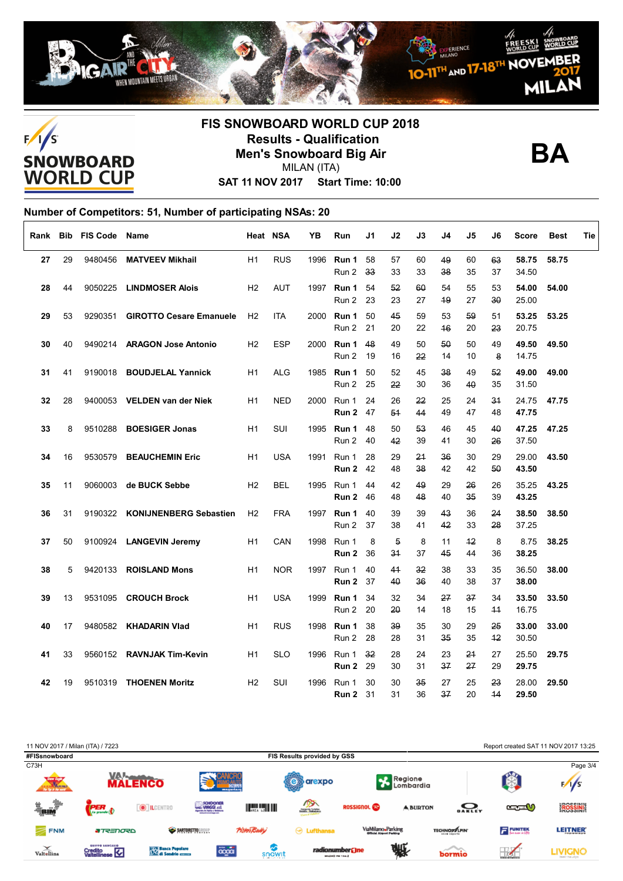# FIS SNOWBOARD WORLD CUP 2018

## Results - Qualification

## Men's Snowboard Big Air

MILAN (ITA)

**SAT 11 NOV 2017 Start Time: 10:00**

**BA**

### Number of Competitors: 51, Number of participating NSAs: 20

| Rank | Bib | FIS Code | Name | Heat | NSA | YB | Run | J1 | J2 | J3 | J4 | J5 | J6 | Score | Best | Tie |
|---|---|---|---|---|---|---|---|---|---|---|---|---|---|---|---|---|
| **27** | 29 | 9480456 | **MATVEEV Mikhail** | H1 | RUS | 1996 | **Run 1** | 58 | 57 | 60 | ~~49~~ | 60 | ~~63~~ | **58.75** | **58.75** | |
| | | | | | | | Run 2 | ~~33~~ | 33 | 33 | ~~38~~ | 35 | 37 | 34.50 | | |
| **28** | 44 | 9050225 | **LINDMOSER Alois** | H2 | AUT | 1997 | **Run 1** | 54 | ~~52~~ | ~~60~~ | 54 | 55 | 53 | **54.00** | **54.00** | |
| | | | | | | | Run 2 | 23 | 23 | 27 | ~~19~~ | 27 | ~~30~~ | 25.00 | | |
| **29** | 53 | 9290351 | **GIROTTO Cesare Emanuele** | H2 | ITA | 2000 | **Run 1** | 50 | ~~45~~ | 59 | 53 | ~~59~~ | 51 | **53.25** | **53.25** | |
| | | | | | | | Run 2 | 21 | 20 | 22 | ~~16~~ | 20 | ~~23~~ | 20.75 | | |
| **30** | 40 | 9490214 | **ARAGON Jose Antonio** | H2 | ESP | 2000 | **Run 1** | ~~48~~ | 49 | 50 | ~~50~~ | 50 | 49 | **49.50** | **49.50** | |
| | | | | | | | Run 2 | 19 | 16 | ~~22~~ | 14 | 10 | ~~8~~ | 14.75 | | |
| **31** | 41 | 9190018 | **BOUDJELAL Yannick** | H1 | ALG | 1985 | **Run 1** | 50 | 52 | 45 | ~~38~~ | 49 | ~~52~~ | **49.00** | **49.00** | |
| | | | | | | | Run 2 | 25 | ~~22~~ | 30 | 36 | ~~40~~ | 35 | 31.50 | | |
| **32** | 28 | 9400053 | **VELDEN van der Niek** | H1 | NED | 2000 | Run 1 | 24 | 26 | ~~22~~ | 25 | 24 | ~~31~~ | 24.75 | **47.75** | |
| | | | | | | | **Run 2** | 47 | ~~51~~ | ~~44~~ | 49 | 47 | 48 | **47.75** | | |
| **33** | 8 | 9510288 | **BOESIGER Jonas** | H1 | SUI | 1995 | **Run 1** | 48 | 50 | ~~53~~ | 46 | 45 | ~~40~~ | **47.25** | **47.25** | |
| | | | | | | | Run 2 | 40 | ~~42~~ | 39 | 41 | 30 | ~~26~~ | 37.50 | | |
| **34** | 16 | 9530579 | **BEAUCHEMIN Eric** | H1 | USA | 1991 | Run 1 | 28 | 29 | ~~21~~ | ~~36~~ | 30 | 29 | 29.00 | **43.50** | |
| | | | | | | | **Run 2** | 42 | 48 | ~~38~~ | 42 | 42 | ~~50~~ | **43.50** | | |
| **35** | 11 | 9060003 | **de BUCK Sebbe** | H2 | BEL | 1995 | Run 1 | 44 | 42 | ~~49~~ | 29 | ~~26~~ | 26 | 35.25 | **43.25** | |
| | | | | | | | **Run 2** | 46 | 48 | ~~48~~ | 40 | ~~35~~ | 39 | **43.25** | | |
| **36** | 31 | 9190322 | **KONIJNENBERG Sebastien** | H2 | FRA | 1997 | **Run 1** | 40 | 39 | 39 | ~~43~~ | 36 | ~~24~~ | **38.50** | **38.50** | |
| | | | | | | | Run 2 | 37 | 38 | 41 | ~~42~~ | 33 | ~~28~~ | 37.25 | | |
| **37** | 50 | 9100924 | **LANGEVIN Jeremy** | H1 | CAN | 1998 | Run 1 | 8 | ~~5~~ | 8 | 11 | ~~12~~ | 8 | 8.75 | **38.25** | |
| | | | | | | | **Run 2** | 36 | ~~31~~ | 37 | ~~45~~ | 44 | 36 | **38.25** | | |
| **38** | 5 | 9420133 | **ROISLAND Mons** | H1 | NOR | 1997 | Run 1 | 40 | ~~41~~ | ~~32~~ | 38 | 33 | 35 | 36.50 | **38.00** | |
| | | | | | | | **Run 2** | 37 | ~~40~~ | ~~36~~ | 40 | 38 | 37 | **38.00** | | |
| **39** | 13 | 9531095 | **CROUCH Brock** | H1 | USA | 1999 | **Run 1** | 34 | 32 | 34 | ~~27~~ | ~~37~~ | 34 | **33.50** | **33.50** | |
| | | | | | | | Run 2 | 20 | ~~20~~ | 14 | 18 | 15 | ~~11~~ | 16.75 | | |
| **40** | 17 | 9480582 | **KHADARIN Vlad** | H1 | RUS | 1998 | **Run 1** | 38 | ~~39~~ | 35 | 30 | 29 | ~~25~~ | **33.00** | **33.00** | |
| | | | | | | | Run 2 | 28 | 28 | 31 | ~~35~~ | 35 | ~~12~~ | 30.50 | | |
| **41** | 33 | 9560152 | **RAVNJAK Tim-Kevin** | H1 | SLO | 1996 | Run 1 | ~~32~~ | 28 | 24 | 23 | ~~21~~ | 27 | 25.50 | **29.75** | |
| | | | | | | | **Run 2** | 29 | 30 | 31 | ~~37~~ | ~~27~~ | 29 | **29.75** | | |
| **42** | 19 | 9510319 | **THOENEN Moritz** | H2 | SUI | 1996 | Run 1 | 30 | 30 | ~~35~~ | 27 | 25 | ~~23~~ | 28.00 | **29.50** | |
| | | | | | | | **Run 2** | 31 | 31 | 36 | ~~37~~ | 20 | ~~14~~ | **29.50** | | |

11 NOV 2017 / Milan (ITA) / 7223 — Report created SAT 11 NOV 2017 13:25

#FISsnowboard — FIS Results provided by GSS

C73H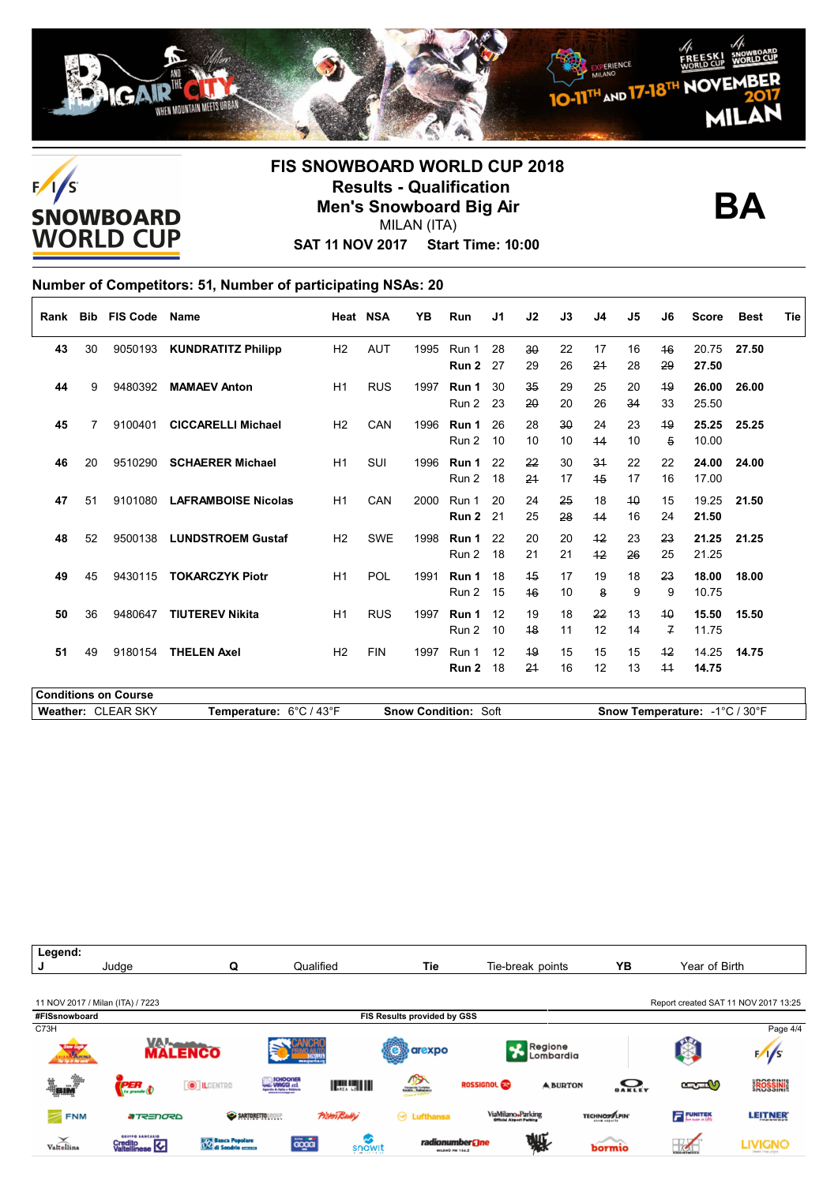# FIS SNOWBOARD WORLD CUP 2018

## Results - Qualification

## Men's Snowboard Big Air

MILAN (ITA)

**SAT 11 NOV 2017 Start Time: 10:00**

**BA**

**Number of Competitors: 51, Number of participating NSAs: 20**

| Rank | Bib | FIS Code | Name | Heat | NSA | YB | Run | J1 | J2 | J3 | J4 | J5 | J6 | Score | Best | Tie |
|---|---|---|---|---|---|---|---|---|---|---|---|---|---|---|---|---|
| **43** | 30 | 9050193 | **KUNDRATITZ Philipp** | H2 | AUT | 1995 | Run 1 | 28 | ~~30~~ | 22 | 17 | 16 | ~~16~~ | 20.75 | **27.50** | |
| | | | | | | | **Run 2** | 27 | 29 | 26 | ~~21~~ | 28 | ~~29~~ | **27.50** | | |
| **44** | 9 | 9480392 | **MAMAEV Anton** | H1 | RUS | 1997 | **Run 1** | 30 | ~~35~~ | 29 | 25 | 20 | ~~19~~ | **26.00** | **26.00** | |
| | | | | | | | Run 2 | 23 | ~~20~~ | 20 | 26 | ~~34~~ | 33 | 25.50 | | |
| **45** | 7 | 9100401 | **CICCARELLI Michael** | H2 | CAN | 1996 | **Run 1** | 26 | 28 | ~~30~~ | 24 | 23 | ~~19~~ | **25.25** | **25.25** | |
| | | | | | | | Run 2 | 10 | 10 | 10 | ~~14~~ | 10 | ~~5~~ | 10.00 | | |
| **46** | 20 | 9510290 | **SCHAERER Michael** | H1 | SUI | 1996 | **Run 1** | 22 | ~~22~~ | 30 | ~~31~~ | 22 | 22 | **24.00** | **24.00** | |
| | | | | | | | Run 2 | 18 | ~~21~~ | 17 | ~~15~~ | 17 | 16 | 17.00 | | |
| **47** | 51 | 9101080 | **LAFRAMBOISE Nicolas** | H1 | CAN | 2000 | Run 1 | 20 | 24 | ~~25~~ | 18 | ~~10~~ | 15 | 19.25 | **21.50** | |
| | | | | | | | **Run 2** | 21 | 25 | ~~28~~ | ~~14~~ | 16 | 24 | **21.50** | | |
| **48** | 52 | 9500138 | **LUNDSTROEM Gustaf** | H2 | SWE | 1998 | **Run 1** | 22 | 20 | 20 | ~~12~~ | 23 | ~~23~~ | **21.25** | **21.25** | |
| | | | | | | | Run 2 | 18 | 21 | 21 | ~~12~~ | ~~26~~ | 25 | 21.25 | | |
| **49** | 45 | 9430115 | **TOKARCZYK Piotr** | H1 | POL | 1991 | **Run 1** | 18 | ~~15~~ | 17 | 19 | 18 | ~~23~~ | **18.00** | **18.00** | |
| | | | | | | | Run 2 | 15 | ~~16~~ | 10 | ~~8~~ | 9 | 9 | 10.75 | | |
| **50** | 36 | 9480647 | **TIUTEREV Nikita** | H1 | RUS | 1997 | **Run 1** | 12 | 19 | 18 | ~~22~~ | 13 | ~~10~~ | **15.50** | **15.50** | |
| | | | | | | | Run 2 | 10 | ~~18~~ | 11 | 12 | 14 | ~~7~~ | 11.75 | | |
| **51** | 49 | 9180154 | **THELEN Axel** | H2 | FIN | 1997 | Run 1 | 12 | ~~19~~ | 15 | 15 | 15 | ~~12~~ | 14.25 | **14.75** | |
| | | | | | | | **Run 2** | 18 | ~~21~~ | 16 | 12 | 13 | ~~11~~ | **14.75** | | |

**Conditions on Course**

**Weather:** CLEAR SKY **Temperature:** 6°C / 43°F **Snow Condition:** Soft **Snow Temperature:** -1°C / 30°F

**Legend:**

| | | | | | | | |
|---|---|---|---|---|---|---|---|
| **J** | Judge | **Q** | Qualified | **Tie** | Tie-break points | **YB** | Year of Birth |

11 NOV 2017 / Milan (ITA) / 7223 Report created SAT 11 NOV 2017 13:25

#FISsnowboard FIS Results provided by GSS

C73H